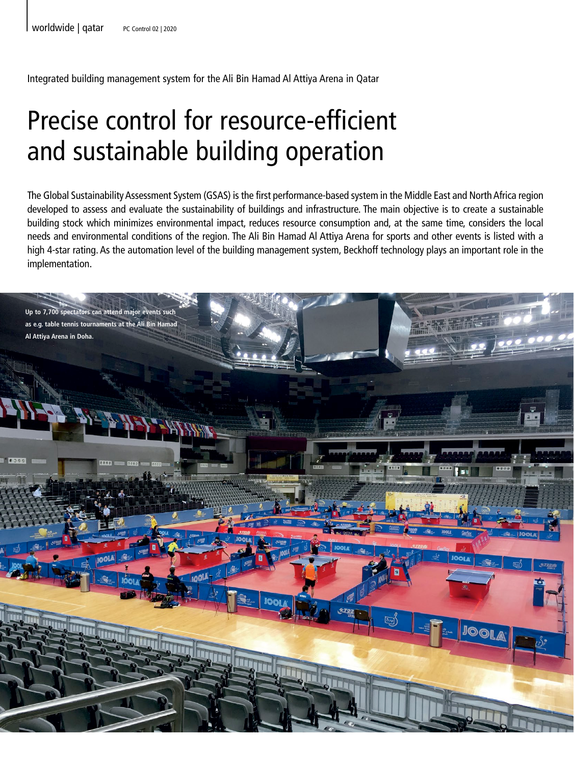Integrated building management system for the Ali Bin Hamad Al Attiya Arena in Qatar

# Precise control for resource-efficient and sustainable building operation

The Global Sustainability Assessment System (GSAS) is the first performance-based system in the Middle East and North Africa region developed to assess and evaluate the sustainability of buildings and infrastructure. The main objective is to create a sustainable building stock which minimizes environmental impact, reduces resource consumption and, at the same time, considers the local needs and environmental conditions of the region. The Ali Bin Hamad Al Attiya Arena for sports and other events is listed with a high 4-star rating. As the automation level of the building management system, Beckhoff technology plays an important role in the implementation.

**Up to 7,700 spectators can attend major events such as e.g. table tennis tournaments at the Ali Bin Hamad Al Attiya Arena in Doha.**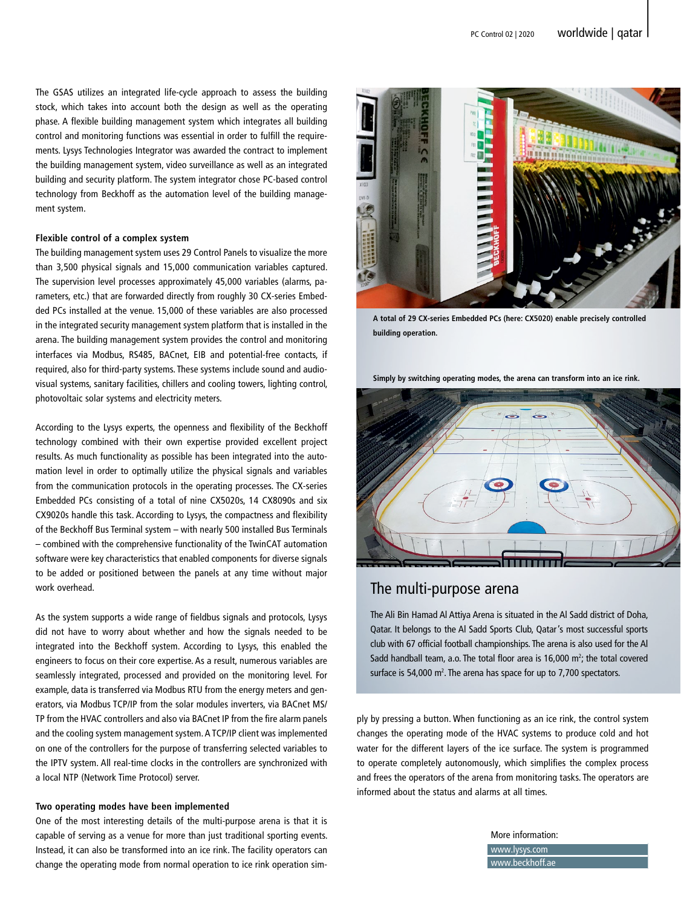The GSAS utilizes an integrated life-cycle approach to assess the building stock, which takes into account both the design as well as the operating phase. A flexible building management system which integrates all building control and monitoring functions was essential in order to fulfill the requirements. Lysys Technologies Integrator was awarded the contract to implement the building management system, video surveillance as well as an integrated building and security platform. The system integrator chose PC-based control technology from Beckhoff as the automation level of the building management system.

**Flexible control of a complex system**

The building management system uses 29 Control Panels to visualize the more than 3,500 physical signals and 15,000 communication variables captured. The supervision level processes approximately 45,000 variables (alarms, parameters, etc.) that are forwarded directly from roughly 30 CX-series Embedded PCs installed at the venue. 15,000 of these variables are also processed in the integrated security management system platform that is installed in the arena. The building management system provides the control and monitoring interfaces via Modbus, RS485, BACnet, EIB and potential-free contacts, if required, also for third-party systems. These systems include sound and audiovisual systems, sanitary facilities, chillers and cooling towers, lighting control, photovoltaic solar systems and electricity meters.

According to the Lysys experts, the openness and flexibility of the Beckhoff technology combined with their own expertise provided excellent project results. As much functionality as possible has been integrated into the automation level in order to optimally utilize the physical signals and variables from the communication protocols in the operating processes. The CX-series Embedded PCs consisting of a total of nine CX5020s, 14 CX8090s and six CX9020s handle this task. According to Lysys, the compactness and flexibility of the Beckhoff Bus Terminal system – with nearly 500 installed Bus Terminals – combined with the comprehensive functionality of the TwinCAT automation software were key characteristics that enabled components for diverse signals to be added or positioned between the panels at any time without major work overhead.

As the system supports a wide range of fieldbus signals and protocols, Lysys did not have to worry about whether and how the signals needed to be integrated into the Beckhoff system. According to Lysys, this enabled the engineers to focus on their core expertise. As a result, numerous variables are seamlessly integrated, processed and provided on the monitoring level. For example, data is transferred via Modbus RTU from the energy meters and generators, via Modbus TCP/IP from the solar modules inverters, via BACnet MS/TP from the HVAC controllers and also via BACnet IP from the fire alarm panels and the cooling system management system. A TCP/IP client was implemented on one of the controllers for the purpose of transferring selected variables to the IPTV system. All real-time clocks in the controllers are synchronized with a local NTP (Network Time Protocol) server.

**Two operating modes have been implemented**

One of the most interesting details of the multi-purpose arena is that it is capable of serving as a venue for more than just traditional sporting events. Instead, it can also be transformed into an ice rink. The facility operators can change the operating mode from normal operation to ice rink operation simply by pressing a button. When functioning as an ice rink, the control system changes the operating mode of the HVAC systems to produce cold and hot water for the different layers of the ice surface. The system is programmed to operate completely autonomously, which simplifies the complex process and frees the operators of the arena from monitoring tasks. The operators are informed about the status and alarms at all times.

**A total of 29 CX-series Embedded PCs (here: CX5020) enable precisely controlled building operation.**

**Simply by switching operating modes, the arena can transform into an ice rink.**

## The multi-purpose arena

The Ali Bin Hamad Al Attiya Arena is situated in the Al Sadd district of Doha, Qatar. It belongs to the Al Sadd Sports Club, Qatar's most successful sports club with 67 official football championships. The arena is also used for the Al Sadd handball team, a.o. The total floor area is 16,000 $m^2$; the total covered surface is 54,000 $m^2$. The arena has space for up to 7,700 spectators.

More information:
www.lysys.com
www.beckhoff.ae